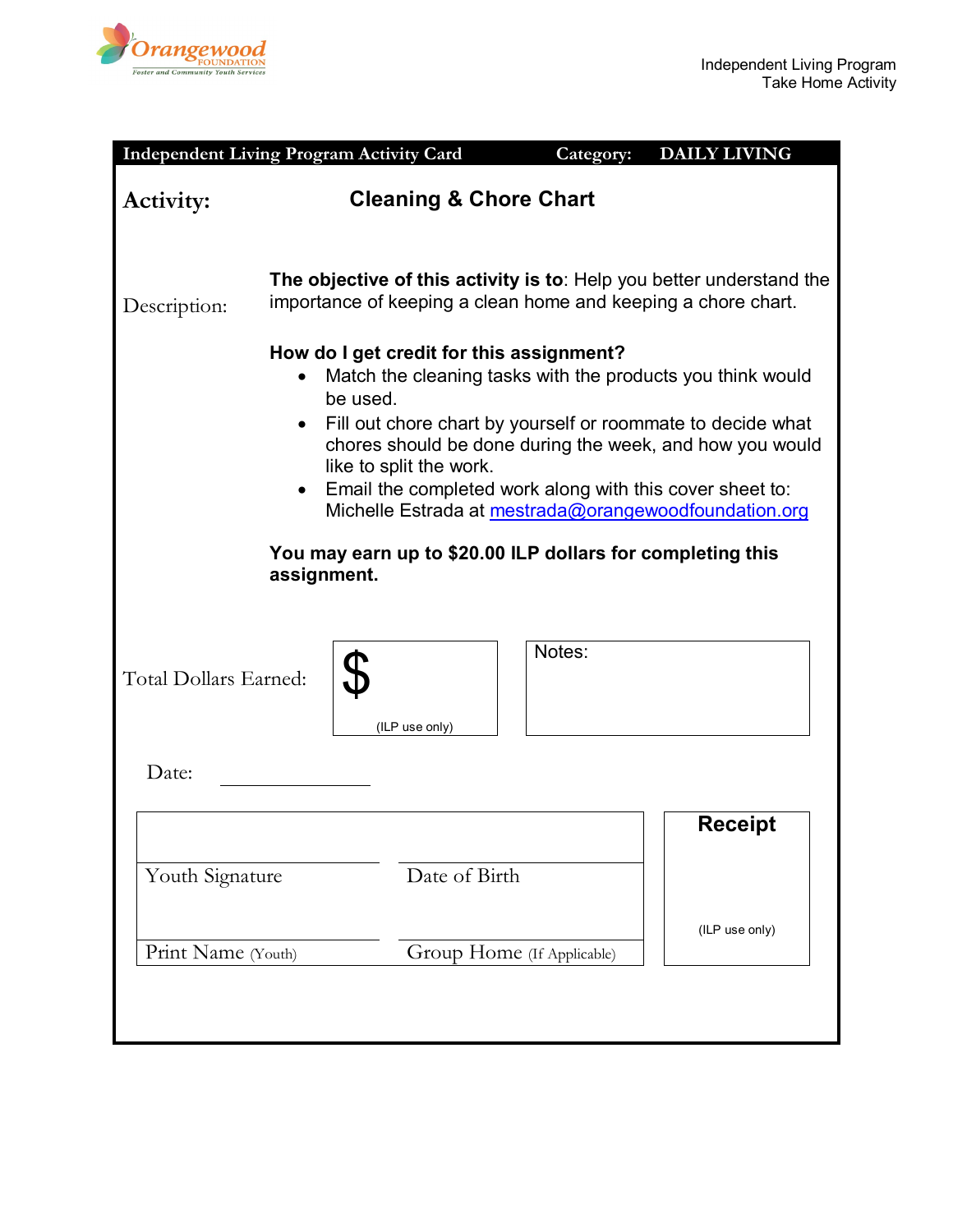Independent Living Program
Take Home Activity

**Independent Living Program Activity Card** **Category: DAILY LIVING**

## Activity: Cleaning & Chore Chart

Description:

**The objective of this activity is to**: Help you better understand the importance of keeping a clean home and keeping a chore chart.

**How do I get credit for this assignment?**

- Match the cleaning tasks with the products you think would be used.
- Fill out chore chart by yourself or roommate to decide what chores should be done during the week, and how you would like to split the work.
- Email the completed work along with this cover sheet to: Michelle Estrada at mestrada@orangewoodfoundation.org

**You may earn up to $20.00 ILP dollars for completing this assignment.**

Total Dollars Earned: $ ______ (ILP use only)

Notes:

Date: ______________

| | |
|---|---|
| Youth Signature | Date of Birth |
| Print Name (Youth) | Group Home (If Applicable) |

**Receipt**

(ILP use only)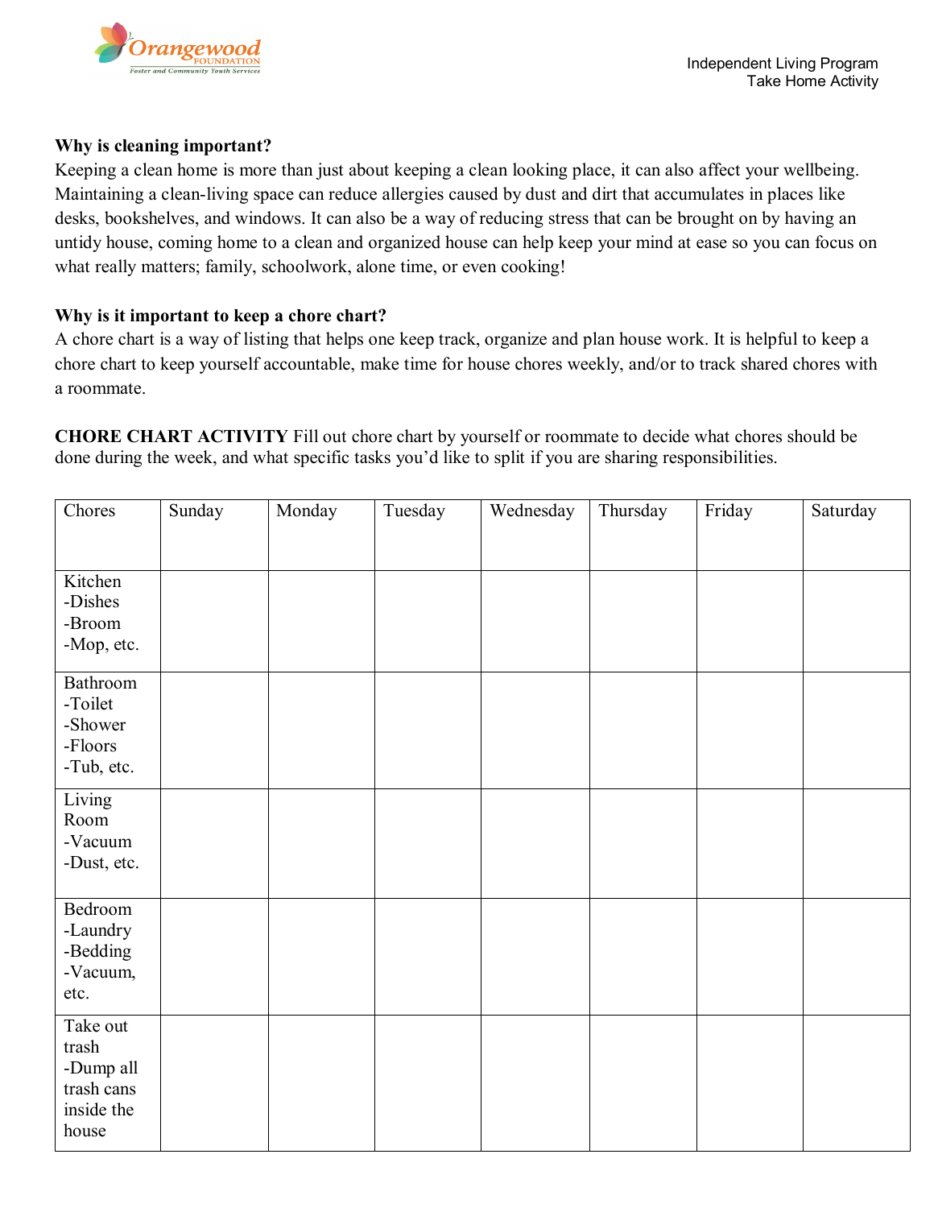### Why is cleaning important?

Keeping a clean home is more than just about keeping a clean looking place, it can also affect your wellbeing. Maintaining a clean-living space can reduce allergies caused by dust and dirt that accumulates in places like desks, bookshelves, and windows. It can also be a way of reducing stress that can be brought on by having an untidy house, coming home to a clean and organized house can help keep your mind at ease so you can focus on what really matters; family, schoolwork, alone time, or even cooking!

### Why is it important to keep a chore chart?

A chore chart is a way of listing that helps one keep track, organize and plan house work. It is helpful to keep a chore chart to keep yourself accountable, make time for house chores weekly, and/or to track shared chores with a roommate.

**CHORE CHART ACTIVITY** Fill out chore chart by yourself or roommate to decide what chores should be done during the week, and what specific tasks you'd like to split if you are sharing responsibilities.

| Chores | Sunday | Monday | Tuesday | Wednesday | Thursday | Friday | Saturday |
|---|---|---|---|---|---|---|---|
| Kitchen<br>-Dishes<br>-Broom<br>-Mop, etc. | | | | | | | |
| Bathroom<br>-Toilet<br>-Shower<br>-Floors<br>-Tub, etc. | | | | | | | |
| Living Room<br>-Vacuum<br>-Dust, etc. | | | | | | | |
| Bedroom<br>-Laundry<br>-Bedding<br>-Vacuum, etc. | | | | | | | |
| Take out trash<br>-Dump all trash cans inside the house | | | | | | | |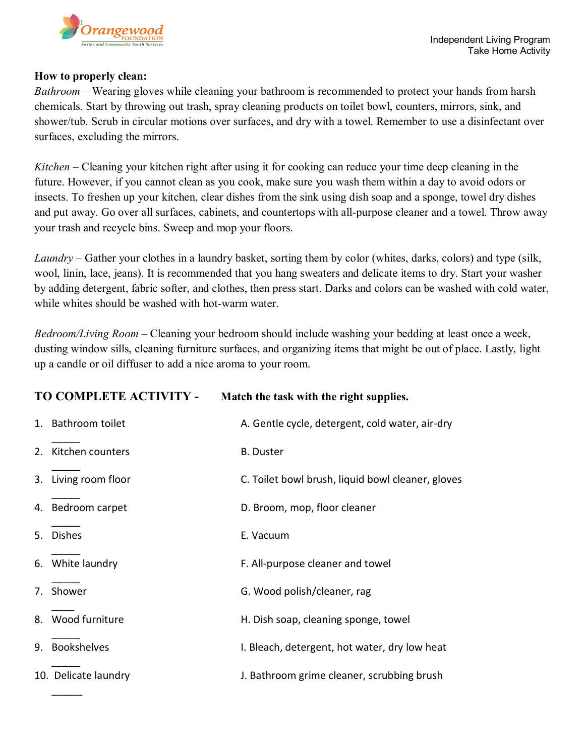Orangewood FOUNDATION
Foster and Community Youth Services

Independent Living Program
Take Home Activity

**How to properly clean:**

*Bathroom* – Wearing gloves while cleaning your bathroom is recommended to protect your hands from harsh chemicals. Start by throwing out trash, spray cleaning products on toilet bowl, counters, mirrors, sink, and shower/tub. Scrub in circular motions over surfaces, and dry with a towel. Remember to use a disinfectant over surfaces, excluding the mirrors.

*Kitchen* – Cleaning your kitchen right after using it for cooking can reduce your time deep cleaning in the future. However, if you cannot clean as you cook, make sure you wash them within a day to avoid odors or insects. To freshen up your kitchen, clear dishes from the sink using dish soap and a sponge, towel dry dishes and put away. Go over all surfaces, cabinets, and countertops with all-purpose cleaner and a towel. Throw away your trash and recycle bins. Sweep and mop your floors.

*Laundry* – Gather your clothes in a laundry basket, sorting them by color (whites, darks, colors) and type (silk, wool, linin, lace, jeans). It is recommended that you hang sweaters and delicate items to dry. Start your washer by adding detergent, fabric softer, and clothes, then press start. Darks and colors can be washed with cold water, while whites should be washed with hot-warm water.

*Bedroom/Living Room* – Cleaning your bedroom should include washing your bedding at least once a week, dusting window sills, cleaning furniture surfaces, and organizing items that might be out of place. Lastly, light up a candle or oil diffuser to add a nice aroma to your room.

**TO COMPLETE ACTIVITY -** **Match the task with the right supplies.**

1. Bathroom toilet _____
2. Kitchen counters _____
3. Living room floor _____
4. Bedroom carpet _____
5. Dishes _____
6. White laundry _____
7. Shower ____
8. Wood furniture _____
9. Bookshelves _____
10. Delicate laundry _____

A. Gentle cycle, detergent, cold water, air-dry
B. Duster
C. Toilet bowl brush, liquid bowl cleaner, gloves
D. Broom, mop, floor cleaner
E. Vacuum
F. All-purpose cleaner and towel
G. Wood polish/cleaner, rag
H. Dish soap, cleaning sponge, towel
I. Bleach, detergent, hot water, dry low heat
J. Bathroom grime cleaner, scrubbing brush